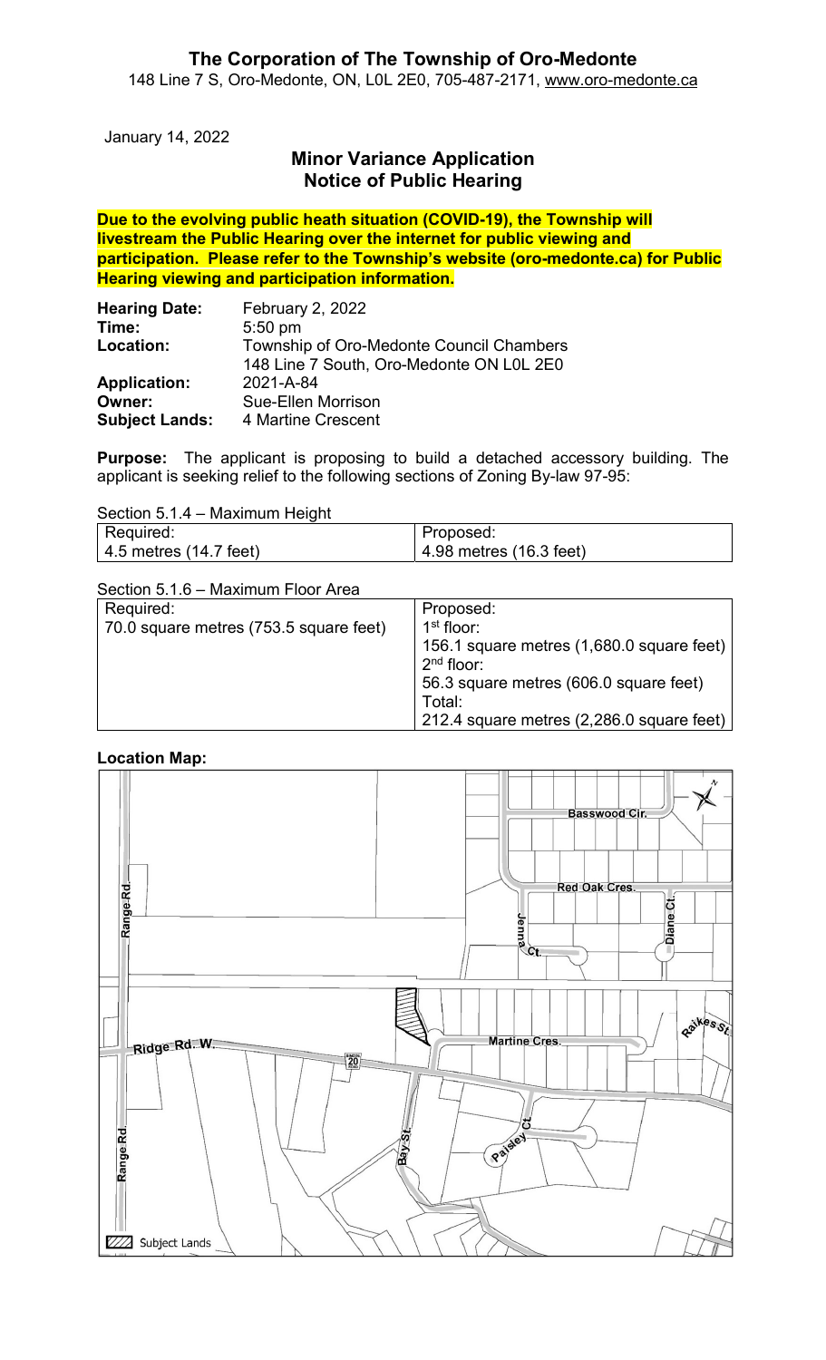# The Corporation of The Township of Oro-Medonte

148 Line 7 S, Oro-Medonte, ON, L0L 2E0, 705-487-2171, www.oro-medonte.ca

January 14, 2022

## Minor Variance Application
## Notice of Public Hearing

**Due to the evolving public heath situation (COVID-19), the Township will livestream the Public Hearing over the internet for public viewing and participation. Please refer to the Township's website (oro-medonte.ca) for Public Hearing viewing and participation information.**

| | |
|---|---|
| **Hearing Date:** | February 2, 2022 |
| **Time:** | 5:50 pm |
| **Location:** | Township of Oro-Medonte Council Chambers<br>148 Line 7 South, Oro-Medonte ON L0L 2E0 |
| **Application:** | 2021-A-84 |
| **Owner:** | Sue-Ellen Morrison |
| **Subject Lands:** | 4 Martine Crescent |

**Purpose:** The applicant is proposing to build a detached accessory building. The applicant is seeking relief to the following sections of Zoning By-law 97-95:

Section 5.1.4 – Maximum Height

| Required: | Proposed: |
|---|---|
| 4.5 metres (14.7 feet) | 4.98 metres (16.3 feet) |

Section 5.1.6 – Maximum Floor Area

| Required: | Proposed: |
|---|---|
| 70.0 square metres (753.5 square feet) | 1st floor:<br>156.1 square metres (1,680.0 square feet)<br>2nd floor:<br>56.3 square metres (606.0 square feet)<br>Total:<br>212.4 square metres (2,286.0 square feet) |

**Location Map:**

Basswood Cir.
Red Oak Cres.
Range Rd.
Jenna Ct.
Diane Ct.
Raikes St.
Ridge Rd. W.
Martine Cres.
20
Bay St.
Paisley Ct.
Range Rd.
Subject Lands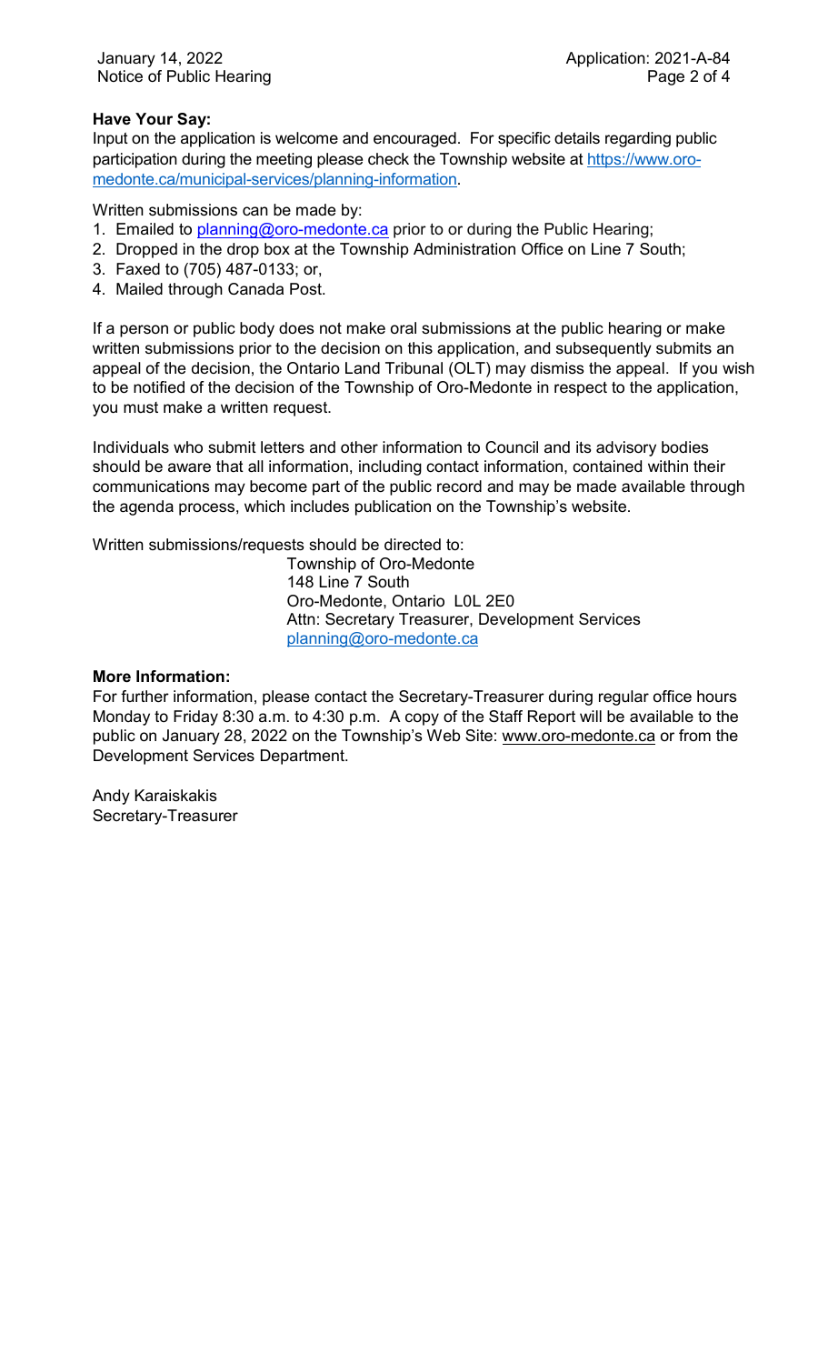**Have Your Say:**

Input on the application is welcome and encouraged. For specific details regarding public participation during the meeting please check the Township website at https://www.oro-medonte.ca/municipal-services/planning-information.

Written submissions can be made by:

1. Emailed to planning@oro-medonte.ca prior to or during the Public Hearing;
2. Dropped in the drop box at the Township Administration Office on Line 7 South;
3. Faxed to (705) 487-0133; or,
4. Mailed through Canada Post.

If a person or public body does not make oral submissions at the public hearing or make written submissions prior to the decision on this application, and subsequently submits an appeal of the decision, the Ontario Land Tribunal (OLT) may dismiss the appeal. If you wish to be notified of the decision of the Township of Oro-Medonte in respect to the application, you must make a written request.

Individuals who submit letters and other information to Council and its advisory bodies should be aware that all information, including contact information, contained within their communications may become part of the public record and may be made available through the agenda process, which includes publication on the Township's website.

Written submissions/requests should be directed to:

Township of Oro-Medonte
148 Line 7 South
Oro-Medonte, Ontario L0L 2E0
Attn: Secretary Treasurer, Development Services
planning@oro-medonte.ca

**More Information:**

For further information, please contact the Secretary-Treasurer during regular office hours Monday to Friday 8:30 a.m. to 4:30 p.m. A copy of the Staff Report will be available to the public on January 28, 2022 on the Township's Web Site: www.oro-medonte.ca or from the Development Services Department.

Andy Karaiskakis
Secretary-Treasurer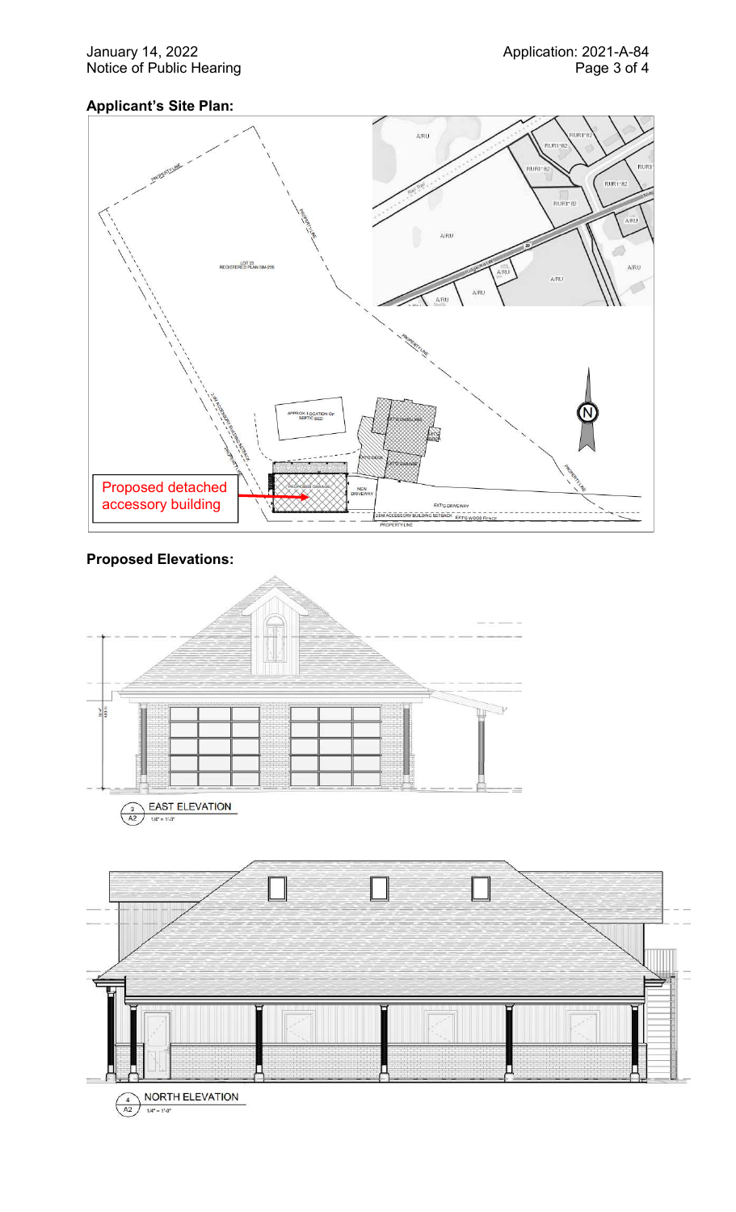**Applicant's Site Plan:**

PROPERTY LINE

PROPERTY LINE

LOT 23
REGISTERED PLAN 58M-205

A/RU

RUR1*82

RUR1*82

RUR1*82

RUR1*82

RUR1*82

RUR1*

A/RU

A/RU

A/RU

A/RU

A/RU

A/RU

PROPERTY LINE

2.0M ACCESSORY BUILDING SETBACK

PROPERTY LINE

APPROX. LOCATION OF SEPTIC BED

EXT'G DWELLING

EXT'G DECK

EXT'G GARAGE

PROPOSED GARAGE

NEW DRIVEWAY

EXT'G DRIVEWAY

2.0M ACCESSORY BUILDING SETBACK

EXT'G WOOD FENCE

PROPERTY LINE

PROPERTY LINE

N

Proposed detached accessory building

**Proposed Elevations:**

3 / A2 EAST ELEVATION
1/4" = 1'-0"

4 / A2 NORTH ELEVATION
1/4" = 1'-0"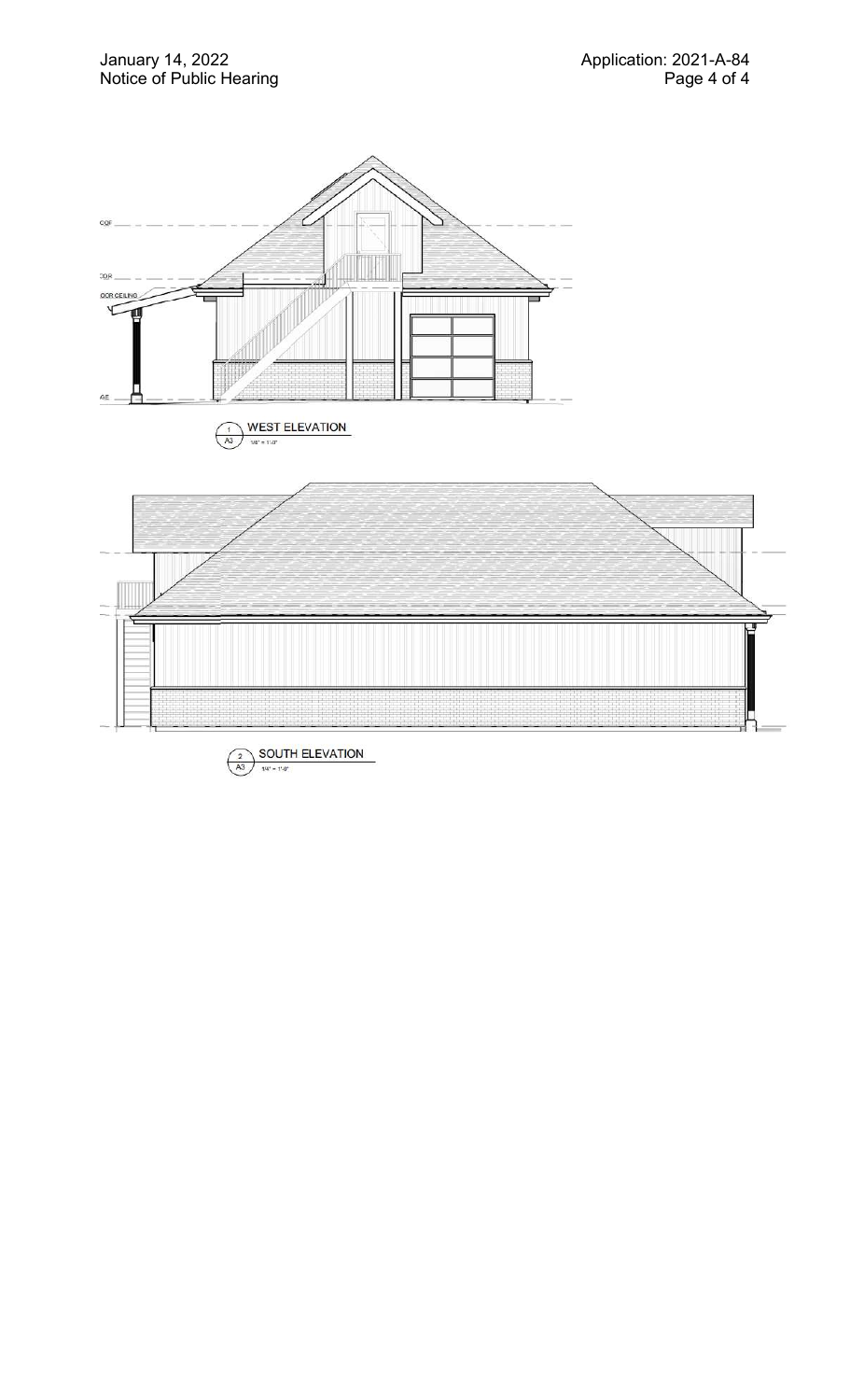1 A3 WEST ELEVATION

1/8" = 1'-0"

2 A3 SOUTH ELEVATION

1/4" = 1'-0"